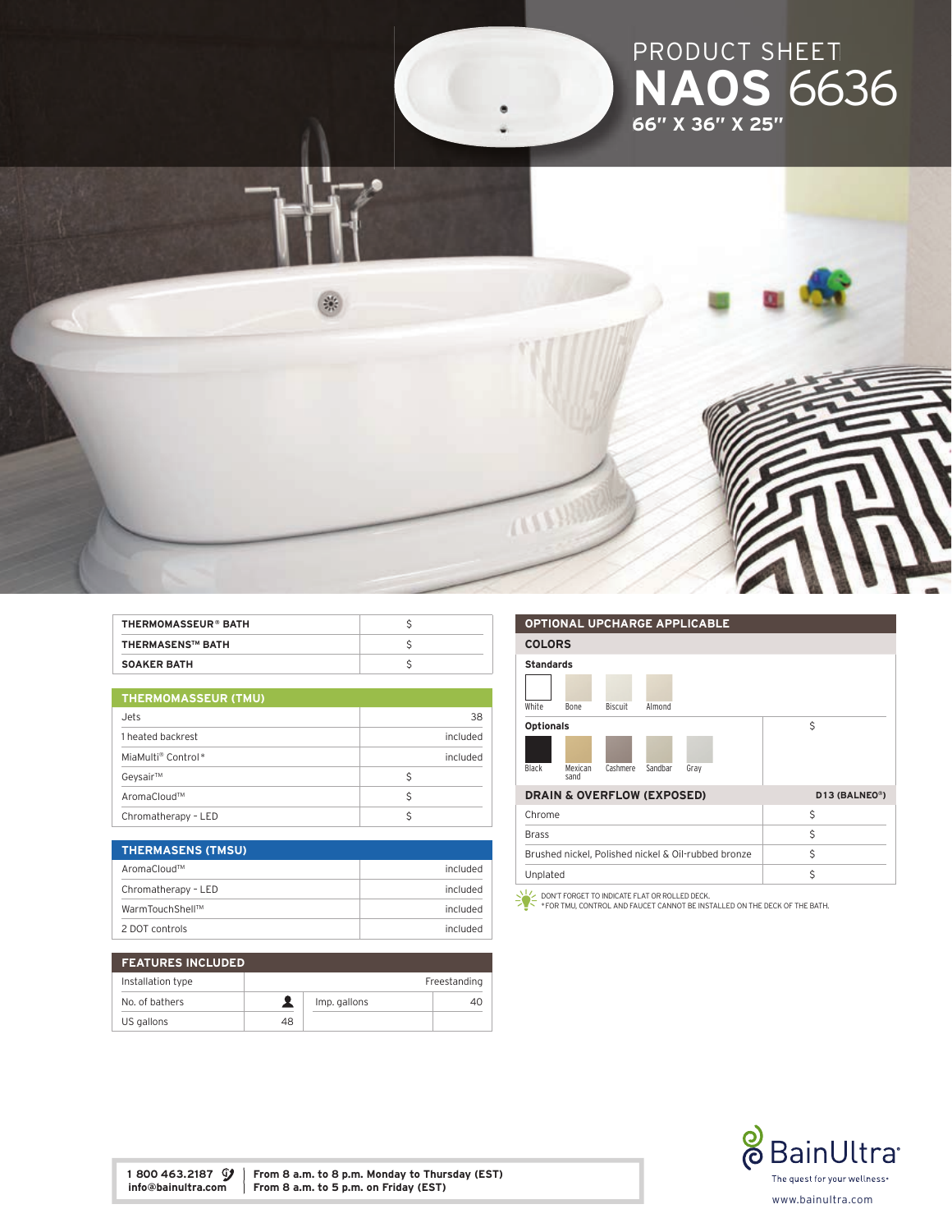# PRODUCT SHEET

# NAOS 6636

**66" X 36" X 25"**

| THERMOMASSEUR® BATH | $ |
|---|---|
| THERMASENS™ BATH | $ |
| SOAKER BATH | $ |

| THERMOMASSEUR (TMU) | |
|---|---|
| Jets | 38 |
| 1 heated backrest | included |
| MiaMulti® Control* | included |
| Geysair™ | $ |
| AromaCloud™ | $ |
| Chromatherapy – LED | $ |

| THERMASENS (TMSU) | |
|---|---|
| AromaCloud™ | included |
| Chromatherapy – LED | included |
| WarmTouchShell™ | included |
| 2 DOT controls | included |

| FEATURES INCLUDED | | | |
|---|---|---|---|
| Installation type | | | Freestanding |
| No. of bathers | | Imp. gallons | 40 |
| US gallons | 48 | | |

## OPTIONAL UPCHARGE APPLICABLE

### COLORS

| Colors | |
|---|---|
| **Standards**: White, Bone, Biscuit, Almond | |
| **Optionals**: Black, Mexican sand, Cashmere, Sandbar, Gray | $ |

| DRAIN & OVERFLOW (EXPOSED) | D13 (BALNEO®) |
|---|---|
| Chrome | $ |
| Brass | $ |
| Brushed nickel, Polished nickel & Oil-rubbed bronze | $ |
| Unplated | $ |

DON'T FORGET TO INDICATE FLAT OR ROLLED DECK.
*FOR TMU, CONTROL AND FAUCET CANNOT BE INSTALLED ON THE DECK OF THE BATH.

**1 800 463.2187**
**info@bainultra.com**

**From 8 a.m. to 8 p.m. Monday to Thursday (EST)**
**From 8 a.m. to 5 p.m. on Friday (EST)**

BainUltra
The quest for your wellness
www.bainultra.com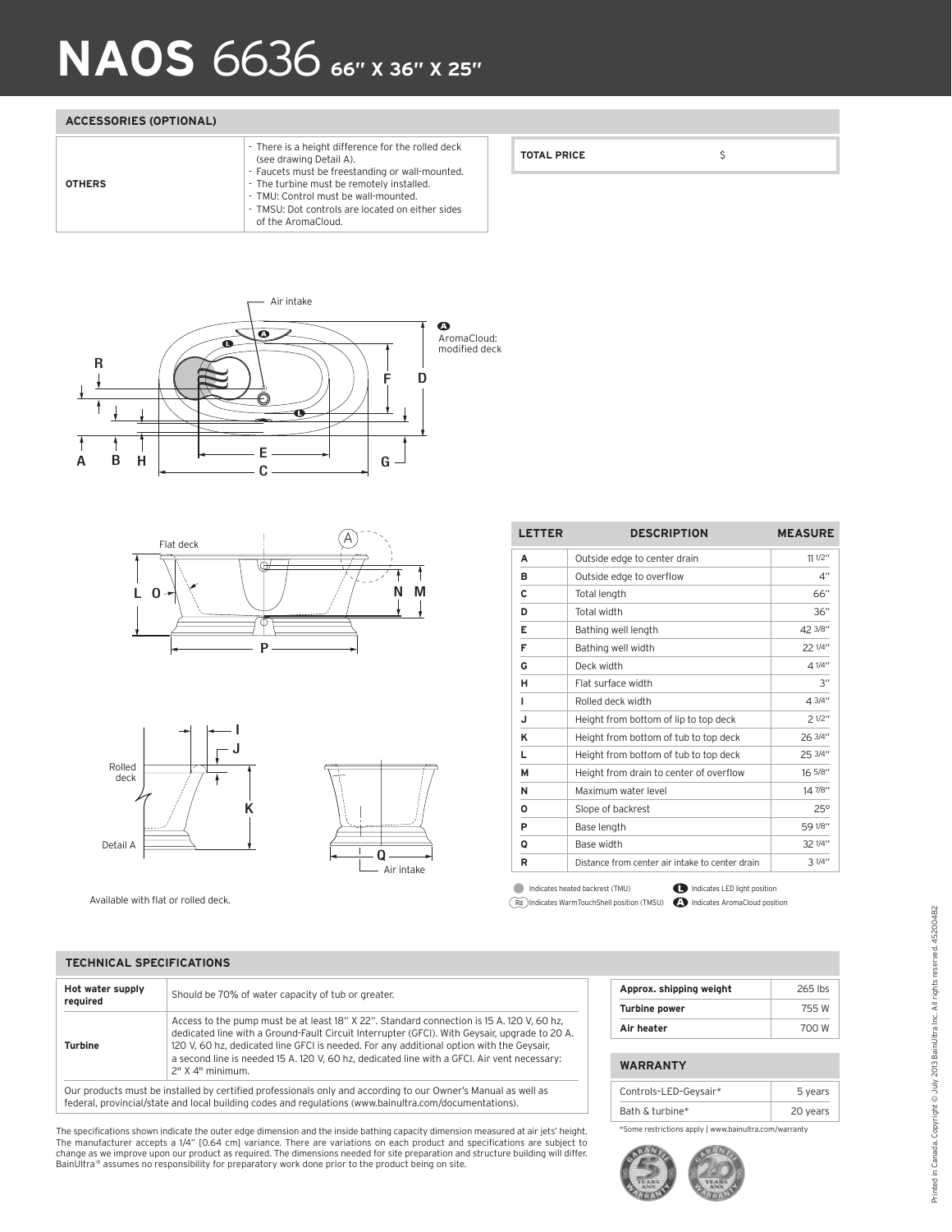# NAOS 6636 66" X 36" X 25"

## ACCESSORIES (OPTIONAL)

| | |
|---|---|
| **OTHERS** | - There is a height difference for the rolled deck (see drawing Detail A).<br>- Faucets must be freestanding or wall-mounted.<br>- The turbine must be remotely installed.<br>- TMU: Control must be wall-mounted.<br>- TMSU: Dot controls are located on either sides of the AromaCloud. |

| | |
|---|---|
| **TOTAL PRICE** | $ |

Air intake

A AromaCloud: modified deck

R F D A B H E C G

Flat deck

A

L O N M

P

I J

Rolled deck

K

Detail A

Q

Air intake

Available with flat or rolled deck.

| LETTER | DESCRIPTION | MEASURE |
|---|---|---|
| A | Outside edge to center drain | 11 1/2" |
| B | Outside edge to overflow | 4" |
| C | Total length | 66" |
| D | Total width | 36" |
| E | Bathing well length | 42 3/8" |
| F | Bathing well width | 22 1/4" |
| G | Deck width | 4 1/4" |
| H | Flat surface width | 3" |
| I | Rolled deck width | 4 3/4" |
| J | Height from bottom of lip to top deck | 2 1/2" |
| K | Height from bottom of tub to top deck | 26 3/4" |
| L | Height from bottom of tub to top deck | 25 3/4" |
| M | Height from drain to center of overflow | 16 5/8" |
| N | Maximum water level | 14 7/8" |
| O | Slope of backrest | 25° |
| P | Base length | 59 1/8" |
| Q | Base width | 32 1/4" |
| R | Distance from center air intake to center drain | 3 1/4" |

Indicates heated backrest (TMU)
Indicates WarmTouchShell position (TMSU)
L Indicates LED light position
A Indicates AromaCloud position

## TECHNICAL SPECIFICATIONS

| | |
|---|---|
| **Hot water supply required** | Should be 70% of water capacity of tub or greater. |
| **Turbine** | Access to the pump must be at least 18" X 22". Standard connection is 15 A. 120 V, 60 hz, dedicated line with a Ground-Fault Circuit Interrupter (GFCI). With Geysair, upgrade to 20 A. 120 V, 60 hz, dedicated line GFCI is needed. For any additional option with the Geysair, a second line is needed 15 A. 120 V, 60 hz, dedicated line with a GFCI. Air vent necessary: 2" X 4" minimum. |

Our products must be installed by certified professionals only and according to our Owner's Manual as well as federal, provincial/state and local building codes and regulations (www.bainultra.com/documentations).

| | |
|---|---|
| **Approx. shipping weight** | 265 lbs |
| **Turbine power** | 755 W |
| **Air heater** | 700 W |

## WARRANTY

| | |
|---|---|
| Controls–LED–Geysair* | 5 years |
| Bath & turbine* | 20 years |

*Some restrictions apply | www.bainultra.com/warranty

The specifications shown indicate the outer edge dimension and the inside bathing capacity dimension measured at air jets' height. The manufacturer accepts a 1/4" [0.64 cm] variance. There are variations on each product and specifications are subject to change as we improve upon our product as required. The dimensions needed for site preparation and structure building will differ. BainUltra® assumes no responsibility for preparatory work done prior to the product being on site.

Printed in Canada. Copyright © July 2013 BainUltra Inc. All rights reserved. 45200482